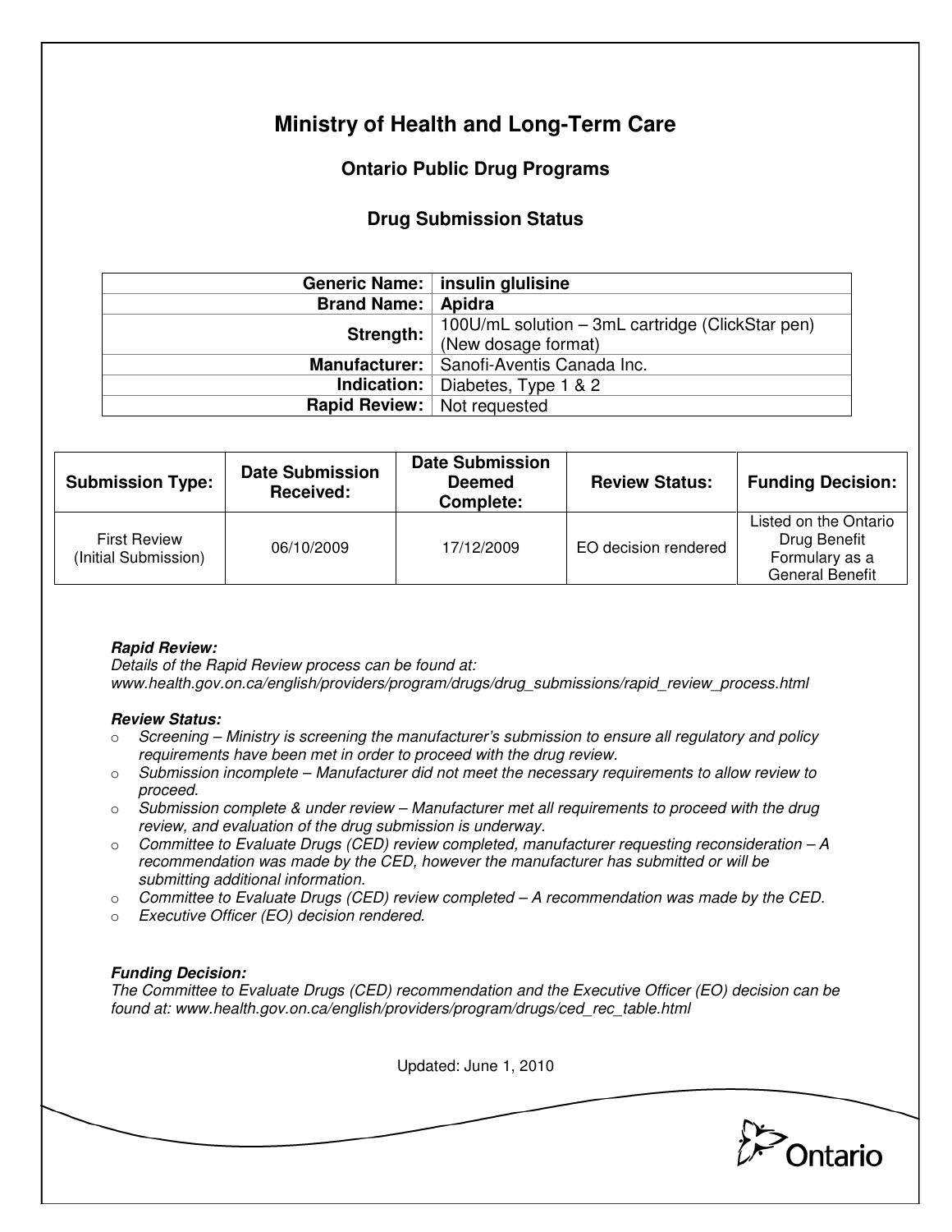# Ministry of Health and Long-Term Care

## Ontario Public Drug Programs

### Drug Submission Status

| | |
|---:|---|
| **Generic Name:** | **insulin glulisine** |
| **Brand Name:** | **Apidra** |
| **Strength:** | 100U/mL solution – 3mL cartridge (ClickStar pen) (New dosage format) |
| **Manufacturer:** | Sanofi-Aventis Canada Inc. |
| **Indication:** | Diabetes, Type 1 & 2 |
| **Rapid Review:** | Not requested |

| Submission Type: | Date Submission Received: | Date Submission Deemed Complete: | Review Status: | Funding Decision: |
|---|---|---|---|---|
| First Review (Initial Submission) | 06/10/2009 | 17/12/2009 | EO decision rendered | Listed on the Ontario Drug Benefit Formulary as a General Benefit |

***Rapid Review:***
*Details of the Rapid Review process can be found at:*
*www.health.gov.on.ca/english/providers/program/drugs/drug_submissions/rapid_review_process.html*

***Review Status:***

- *Screening – Ministry is screening the manufacturer's submission to ensure all regulatory and policy requirements have been met in order to proceed with the drug review.*
- *Submission incomplete – Manufacturer did not meet the necessary requirements to allow review to proceed.*
- *Submission complete & under review – Manufacturer met all requirements to proceed with the drug review, and evaluation of the drug submission is underway.*
- *Committee to Evaluate Drugs (CED) review completed, manufacturer requesting reconsideration – A recommendation was made by the CED, however the manufacturer has submitted or will be submitting additional information.*
- *Committee to Evaluate Drugs (CED) review completed – A recommendation was made by the CED.*
- *Executive Officer (EO) decision rendered.*

***Funding Decision:***
*The Committee to Evaluate Drugs (CED) recommendation and the Executive Officer (EO) decision can be found at: www.health.gov.on.ca/english/providers/program/drugs/ced_rec_table.html*

Updated: June 1, 2010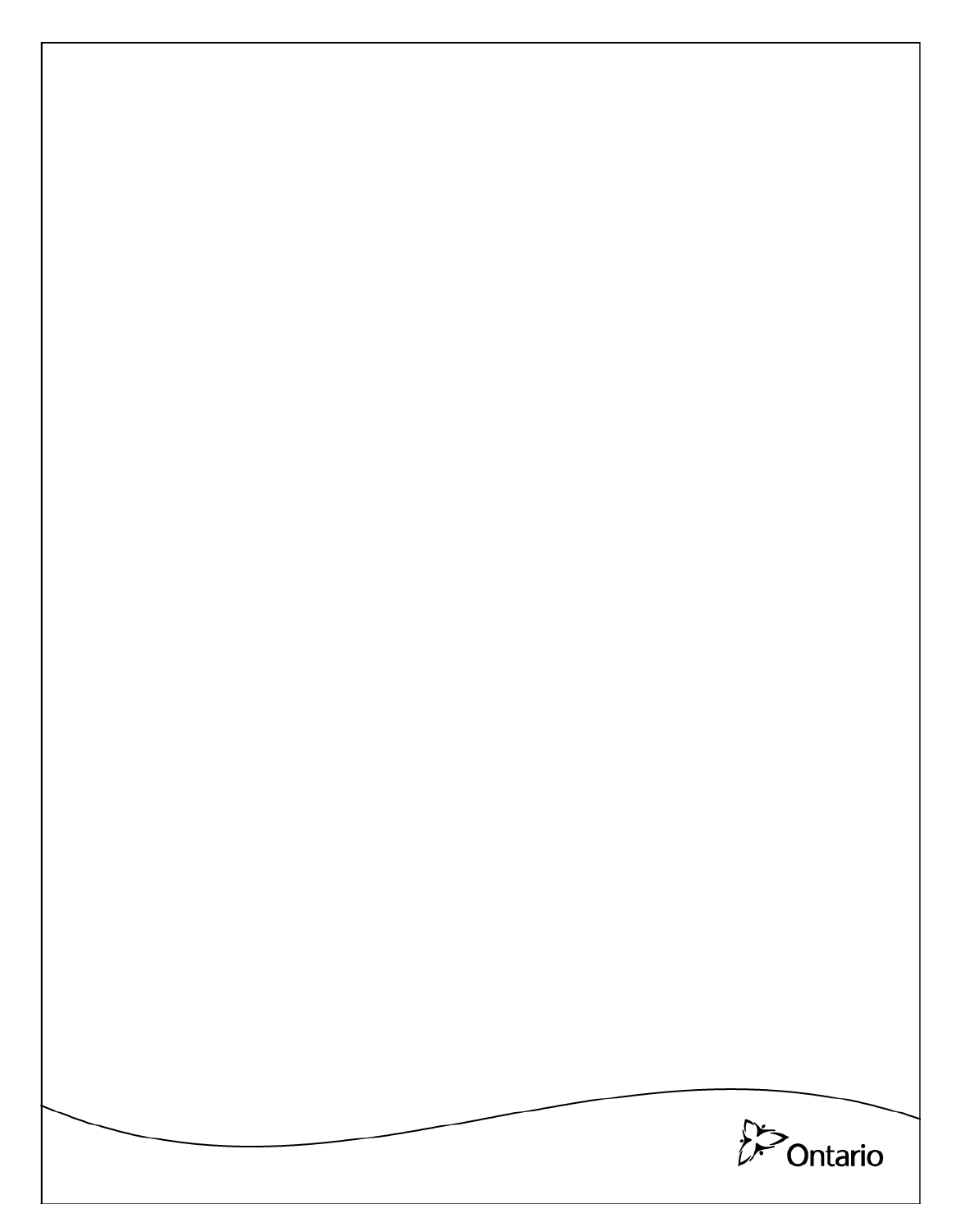Ontario